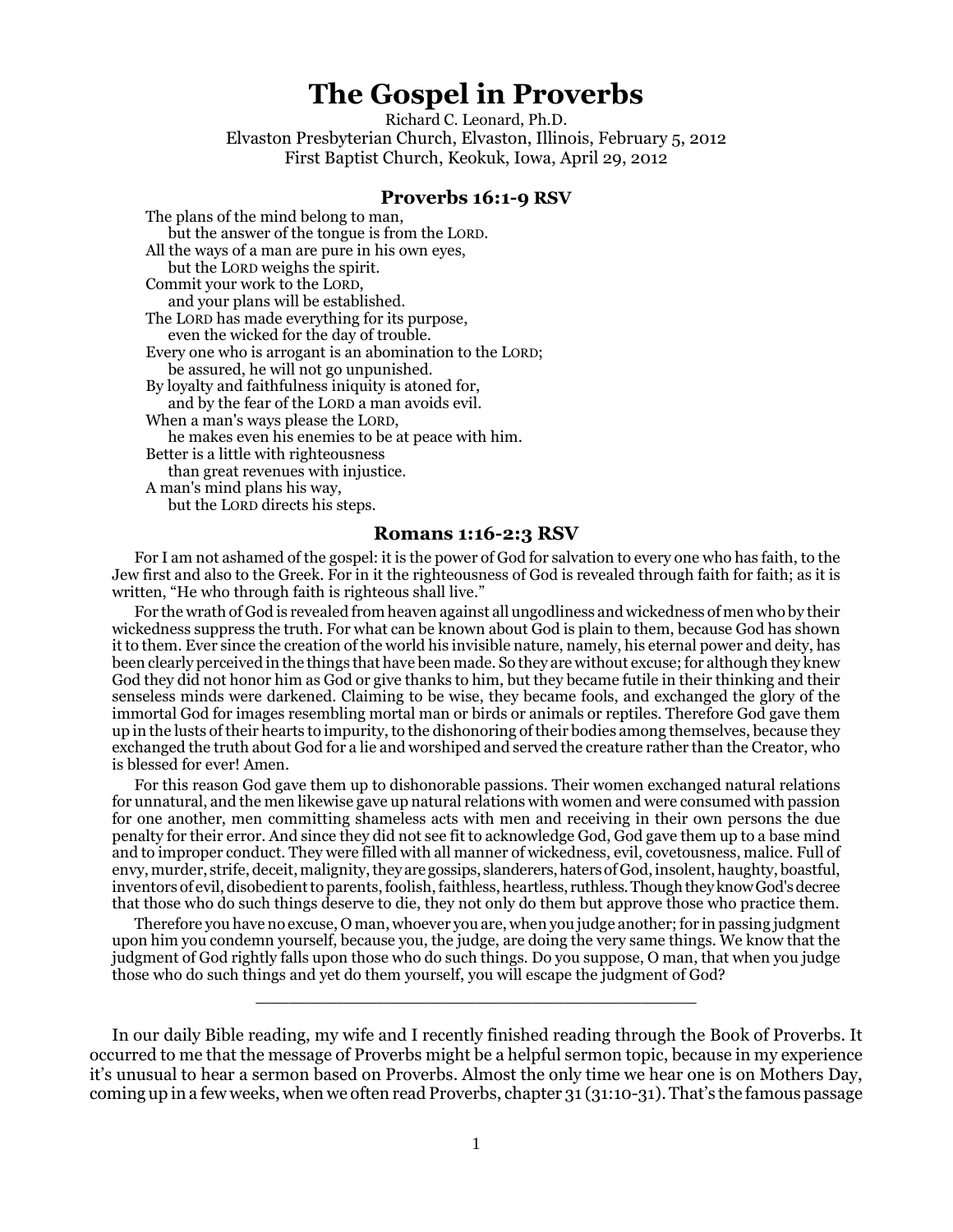# The Gospel in Proverbs

Richard C. Leonard, Ph.D.
Elvaston Presbyterian Church, Elvaston, Illinois, February 5, 2012
First Baptist Church, Keokuk, Iowa, April 29, 2012

### Proverbs 16:1-9 RSV

The plans of the mind belong to man,
but the answer of the tongue is from the LORD.
All the ways of a man are pure in his own eyes,
but the LORD weighs the spirit.
Commit your work to the LORD,
and your plans will be established.
The LORD has made everything for its purpose,
even the wicked for the day of trouble.
Every one who is arrogant is an abomination to the LORD;
be assured, he will not go unpunished.
By loyalty and faithfulness iniquity is atoned for,
and by the fear of the LORD a man avoids evil.
When a man's ways please the LORD,
he makes even his enemies to be at peace with him.
Better is a little with righteousness
than great revenues with injustice.
A man's mind plans his way,
but the LORD directs his steps.

### Romans 1:16-2:3 RSV

For I am not ashamed of the gospel: it is the power of God for salvation to every one who has faith, to the Jew first and also to the Greek. For in it the righteousness of God is revealed through faith for faith; as it is written, "He who through faith is righteous shall live."

For the wrath of God is revealed from heaven against all ungodliness and wickedness of men who by their wickedness suppress the truth. For what can be known about God is plain to them, because God has shown it to them. Ever since the creation of the world his invisible nature, namely, his eternal power and deity, has been clearly perceived in the things that have been made. So they are without excuse; for although they knew God they did not honor him as God or give thanks to him, but they became futile in their thinking and their senseless minds were darkened. Claiming to be wise, they became fools, and exchanged the glory of the immortal God for images resembling mortal man or birds or animals or reptiles. Therefore God gave them up in the lusts of their hearts to impurity, to the dishonoring of their bodies among themselves, because they exchanged the truth about God for a lie and worshiped and served the creature rather than the Creator, who is blessed for ever! Amen.

For this reason God gave them up to dishonorable passions. Their women exchanged natural relations for unnatural, and the men likewise gave up natural relations with women and were consumed with passion for one another, men committing shameless acts with men and receiving in their own persons the due penalty for their error. And since they did not see fit to acknowledge God, God gave them up to a base mind and to improper conduct. They were filled with all manner of wickedness, evil, covetousness, malice. Full of envy, murder, strife, deceit, malignity, they are gossips, slanderers, haters of God, insolent, haughty, boastful, inventors of evil, disobedient to parents, foolish, faithless, heartless, ruthless. Though they know God's decree that those who do such things deserve to die, they not only do them but approve those who practice them.

Therefore you have no excuse, O man, whoever you are, when you judge another; for in passing judgment upon him you condemn yourself, because you, the judge, are doing the very same things. We know that the judgment of God rightly falls upon those who do such things. Do you suppose, O man, that when you judge those who do such things and yet do them yourself, you will escape the judgment of God?

---

In our daily Bible reading, my wife and I recently finished reading through the Book of Proverbs. It occurred to me that the message of Proverbs might be a helpful sermon topic, because in my experience it's unusual to hear a sermon based on Proverbs. Almost the only time we hear one is on Mothers Day, coming up in a few weeks, when we often read Proverbs, chapter 31 (31:10-31). That's the famous passage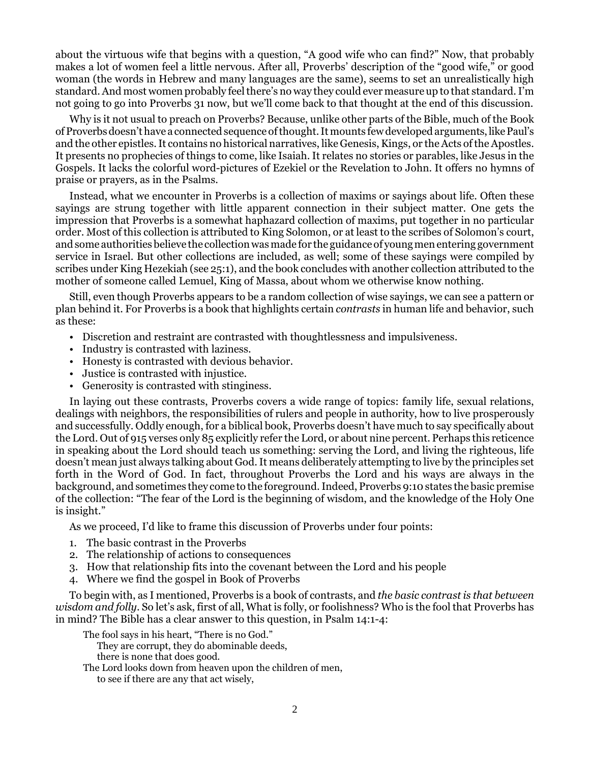about the virtuous wife that begins with a question, "A good wife who can find?" Now, that probably makes a lot of women feel a little nervous. After all, Proverbs' description of the "good wife," or good woman (the words in Hebrew and many languages are the same), seems to set an unrealistically high standard. And most women probably feel there's no way they could ever measure up to that standard. I'm not going to go into Proverbs 31 now, but we'll come back to that thought at the end of this discussion.

Why is it not usual to preach on Proverbs? Because, unlike other parts of the Bible, much of the Book of Proverbs doesn't have a connected sequence of thought. It mounts few developed arguments, like Paul's and the other epistles. It contains no historical narratives, like Genesis, Kings, or the Acts of the Apostles. It presents no prophecies of things to come, like Isaiah. It relates no stories or parables, like Jesus in the Gospels. It lacks the colorful word-pictures of Ezekiel or the Revelation to John. It offers no hymns of praise or prayers, as in the Psalms.

Instead, what we encounter in Proverbs is a collection of maxims or sayings about life. Often these sayings are strung together with little apparent connection in their subject matter. One gets the impression that Proverbs is a somewhat haphazard collection of maxims, put together in no particular order. Most of this collection is attributed to King Solomon, or at least to the scribes of Solomon's court, and some authorities believe the collection was made for the guidance of young men entering government service in Israel. But other collections are included, as well; some of these sayings were compiled by scribes under King Hezekiah (see 25:1), and the book concludes with another collection attributed to the mother of someone called Lemuel, King of Massa, about whom we otherwise know nothing.

Still, even though Proverbs appears to be a random collection of wise sayings, we can see a pattern or plan behind it. For Proverbs is a book that highlights certain *contrasts* in human life and behavior, such as these:

- Discretion and restraint are contrasted with thoughtlessness and impulsiveness.
- Industry is contrasted with laziness.
- Honesty is contrasted with devious behavior.
- Justice is contrasted with injustice.
- Generosity is contrasted with stinginess.

In laying out these contrasts, Proverbs covers a wide range of topics: family life, sexual relations, dealings with neighbors, the responsibilities of rulers and people in authority, how to live prosperously and successfully. Oddly enough, for a biblical book, Proverbs doesn't have much to say specifically about the Lord. Out of 915 verses only 85 explicitly refer the Lord, or about nine percent. Perhaps this reticence in speaking about the Lord should teach us something: serving the Lord, and living the righteous, life doesn't mean just always talking about God. It means deliberately attempting to live by the principles set forth in the Word of God. In fact, throughout Proverbs the Lord and his ways are always in the background, and sometimes they come to the foreground. Indeed, Proverbs 9:10 states the basic premise of the collection: "The fear of the Lord is the beginning of wisdom, and the knowledge of the Holy One is insight."

As we proceed, I'd like to frame this discussion of Proverbs under four points:

1. The basic contrast in the Proverbs
2. The relationship of actions to consequences
3. How that relationship fits into the covenant between the Lord and his people
4. Where we find the gospel in Book of Proverbs

To begin with, as I mentioned, Proverbs is a book of contrasts, and *the basic contrast is that between wisdom and folly*. So let's ask, first of all, What is folly, or foolishness? Who is the fool that Proverbs has in mind? The Bible has a clear answer to this question, in Psalm 14:1-4:

> The fool says in his heart, "There is no God."
> They are corrupt, they do abominable deeds,
> there is none that does good.
> The Lord looks down from heaven upon the children of men,
> to see if there are any that act wisely,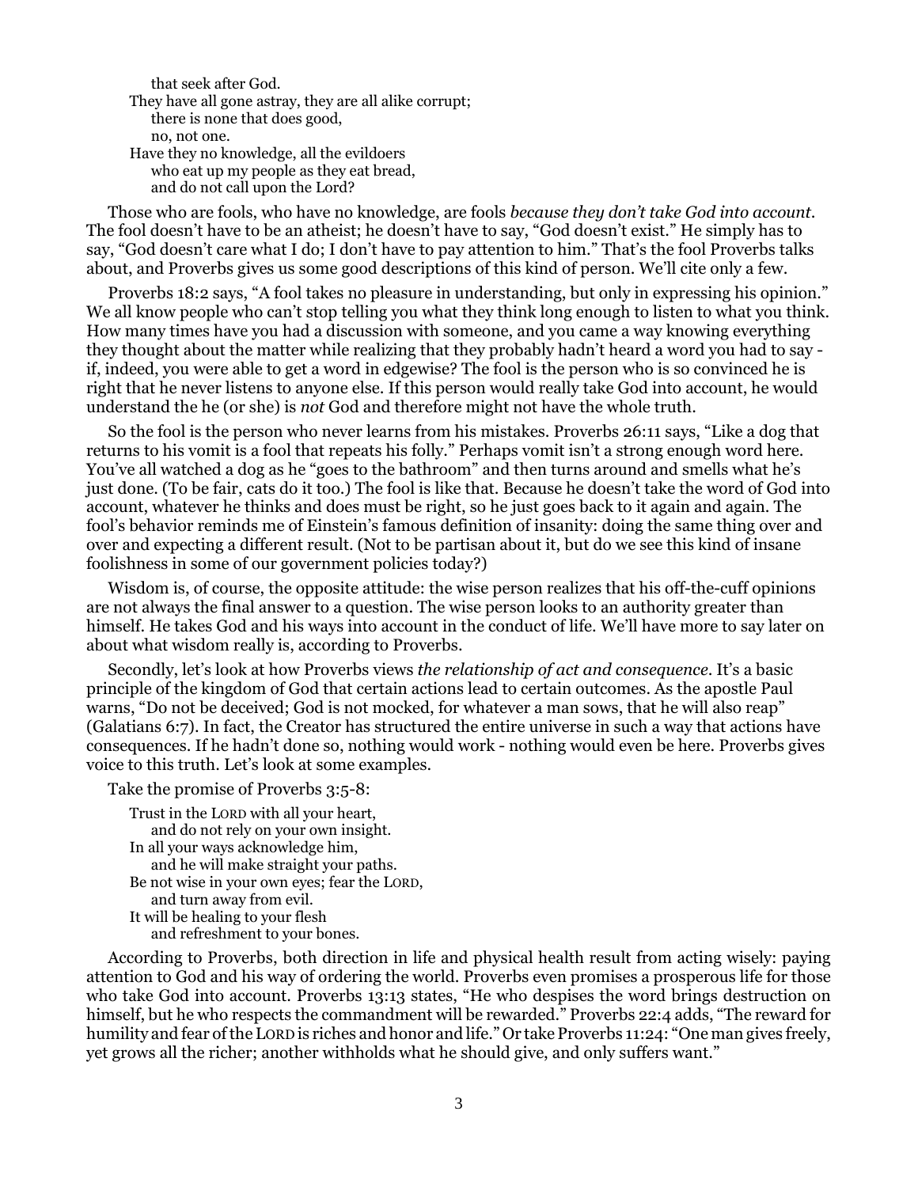that seek after God.  
They have all gone astray, they are all alike corrupt;  
there is none that does good,  
no, not one.  
Have they no knowledge, all the evildoers  
who eat up my people as they eat bread,  
and do not call upon the Lord?

Those who are fools, who have no knowledge, are fools *because they don't take God into account*. The fool doesn't have to be an atheist; he doesn't have to say, "God doesn't exist." He simply has to say, "God doesn't care what I do; I don't have to pay attention to him." That's the fool Proverbs talks about, and Proverbs gives us some good descriptions of this kind of person. We'll cite only a few.

Proverbs 18:2 says, "A fool takes no pleasure in understanding, but only in expressing his opinion." We all know people who can't stop telling you what they think long enough to listen to what you think. How many times have you had a discussion with someone, and you came a way knowing everything they thought about the matter while realizing that they probably hadn't heard a word you had to say - if, indeed, you were able to get a word in edgewise? The fool is the person who is so convinced he is right that he never listens to anyone else. If this person would really take God into account, he would understand the he (or she) is *not* God and therefore might not have the whole truth.

So the fool is the person who never learns from his mistakes. Proverbs 26:11 says, "Like a dog that returns to his vomit is a fool that repeats his folly." Perhaps vomit isn't a strong enough word here. You've all watched a dog as he "goes to the bathroom" and then turns around and smells what he's just done. (To be fair, cats do it too.) The fool is like that. Because he doesn't take the word of God into account, whatever he thinks and does must be right, so he just goes back to it again and again. The fool's behavior reminds me of Einstein's famous definition of insanity: doing the same thing over and over and expecting a different result. (Not to be partisan about it, but do we see this kind of insane foolishness in some of our government policies today?)

Wisdom is, of course, the opposite attitude: the wise person realizes that his off-the-cuff opinions are not always the final answer to a question. The wise person looks to an authority greater than himself. He takes God and his ways into account in the conduct of life. We'll have more to say later on about what wisdom really is, according to Proverbs.

Secondly, let's look at how Proverbs views *the relationship of act and consequence*. It's a basic principle of the kingdom of God that certain actions lead to certain outcomes. As the apostle Paul warns, "Do not be deceived; God is not mocked, for whatever a man sows, that he will also reap" (Galatians 6:7). In fact, the Creator has structured the entire universe in such a way that actions have consequences. If he hadn't done so, nothing would work - nothing would even be here. Proverbs gives voice to this truth. Let's look at some examples.

Take the promise of Proverbs 3:5-8:

Trust in the LORD with all your heart,  
and do not rely on your own insight.  
In all your ways acknowledge him,  
and he will make straight your paths.  
Be not wise in your own eyes; fear the LORD,  
and turn away from evil.  
It will be healing to your flesh  
and refreshment to your bones.

According to Proverbs, both direction in life and physical health result from acting wisely: paying attention to God and his way of ordering the world. Proverbs even promises a prosperous life for those who take God into account. Proverbs 13:13 states, "He who despises the word brings destruction on himself, but he who respects the commandment will be rewarded." Proverbs 22:4 adds, "The reward for humility and fear of the LORD is riches and honor and life." Or take Proverbs 11:24: "One man gives freely, yet grows all the richer; another withholds what he should give, and only suffers want."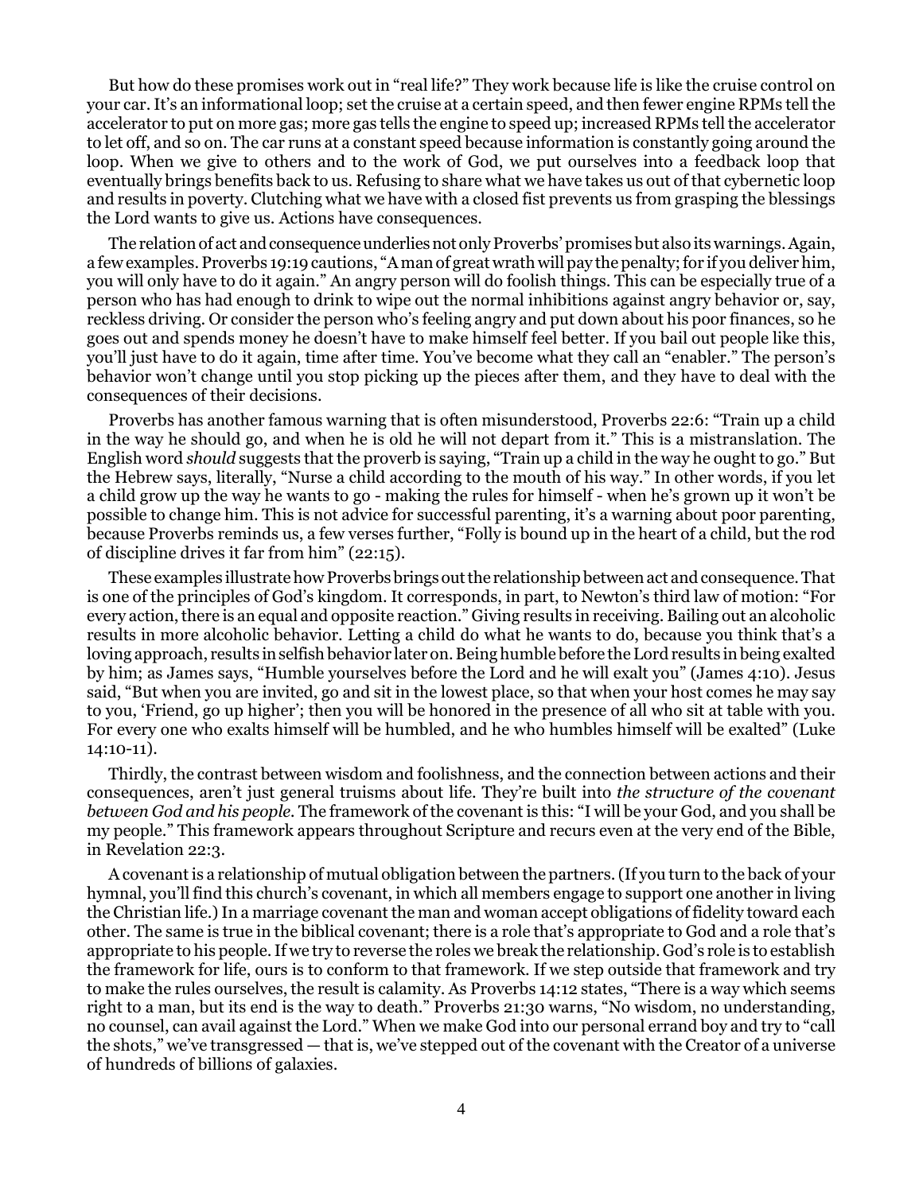But how do these promises work out in "real life?" They work because life is like the cruise control on your car. It's an informational loop; set the cruise at a certain speed, and then fewer engine RPMs tell the accelerator to put on more gas; more gas tells the engine to speed up; increased RPMs tell the accelerator to let off, and so on. The car runs at a constant speed because information is constantly going around the loop. When we give to others and to the work of God, we put ourselves into a feedback loop that eventually brings benefits back to us. Refusing to share what we have takes us out of that cybernetic loop and results in poverty. Clutching what we have with a closed fist prevents us from grasping the blessings the Lord wants to give us. Actions have consequences.

The relation of act and consequence underlies not only Proverbs' promises but also its warnings. Again, a few examples. Proverbs 19:19 cautions, "A man of great wrath will pay the penalty; for if you deliver him, you will only have to do it again." An angry person will do foolish things. This can be especially true of a person who has had enough to drink to wipe out the normal inhibitions against angry behavior or, say, reckless driving. Or consider the person who's feeling angry and put down about his poor finances, so he goes out and spends money he doesn't have to make himself feel better. If you bail out people like this, you'll just have to do it again, time after time. You've become what they call an "enabler." The person's behavior won't change until you stop picking up the pieces after them, and they have to deal with the consequences of their decisions.

Proverbs has another famous warning that is often misunderstood, Proverbs 22:6: "Train up a child in the way he should go, and when he is old he will not depart from it." This is a mistranslation. The English word *should* suggests that the proverb is saying, "Train up a child in the way he ought to go." But the Hebrew says, literally, "Nurse a child according to the mouth of his way." In other words, if you let a child grow up the way he wants to go - making the rules for himself - when he's grown up it won't be possible to change him. This is not advice for successful parenting, it's a warning about poor parenting, because Proverbs reminds us, a few verses further, "Folly is bound up in the heart of a child, but the rod of discipline drives it far from him" (22:15).

These examples illustrate how Proverbs brings out the relationship between act and consequence. That is one of the principles of God's kingdom. It corresponds, in part, to Newton's third law of motion: "For every action, there is an equal and opposite reaction." Giving results in receiving. Bailing out an alcoholic results in more alcoholic behavior. Letting a child do what he wants to do, because you think that's a loving approach, results in selfish behavior later on. Being humble before the Lord results in being exalted by him; as James says, "Humble yourselves before the Lord and he will exalt you" (James 4:10). Jesus said, "But when you are invited, go and sit in the lowest place, so that when your host comes he may say to you, 'Friend, go up higher'; then you will be honored in the presence of all who sit at table with you. For every one who exalts himself will be humbled, and he who humbles himself will be exalted" (Luke 14:10-11).

Thirdly, the contrast between wisdom and foolishness, and the connection between actions and their consequences, aren't just general truisms about life. They're built into *the structure of the covenant between God and his people*. The framework of the covenant is this: "I will be your God, and you shall be my people." This framework appears throughout Scripture and recurs even at the very end of the Bible, in Revelation 22:3.

A covenant is a relationship of mutual obligation between the partners. (If you turn to the back of your hymnal, you'll find this church's covenant, in which all members engage to support one another in living the Christian life.) In a marriage covenant the man and woman accept obligations of fidelity toward each other. The same is true in the biblical covenant; there is a role that's appropriate to God and a role that's appropriate to his people. If we try to reverse the roles we break the relationship. God's role is to establish the framework for life, ours is to conform to that framework. If we step outside that framework and try to make the rules ourselves, the result is calamity. As Proverbs 14:12 states, "There is a way which seems right to a man, but its end is the way to death." Proverbs 21:30 warns, "No wisdom, no understanding, no counsel, can avail against the Lord." When we make God into our personal errand boy and try to "call the shots," we've transgressed — that is, we've stepped out of the covenant with the Creator of a universe of hundreds of billions of galaxies.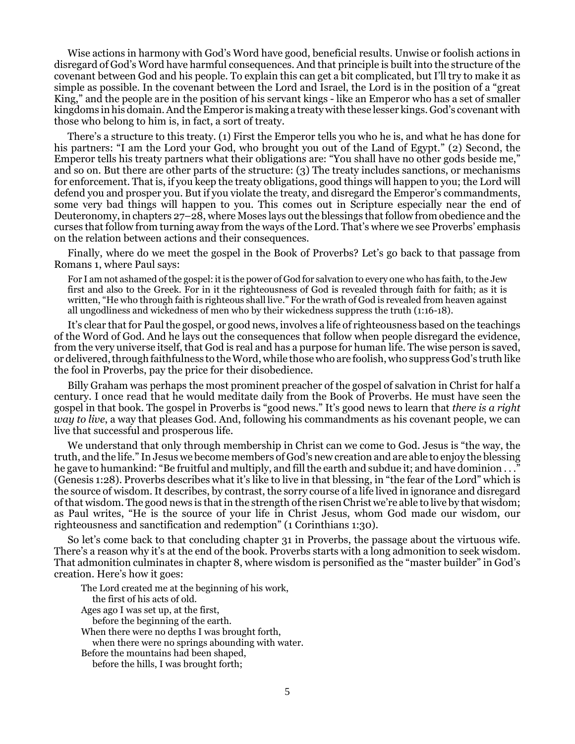Wise actions in harmony with God's Word have good, beneficial results. Unwise or foolish actions in disregard of God's Word have harmful consequences. And that principle is built into the structure of the covenant between God and his people. To explain this can get a bit complicated, but I'll try to make it as simple as possible. In the covenant between the Lord and Israel, the Lord is in the position of a "great King," and the people are in the position of his servant kings - like an Emperor who has a set of smaller kingdoms in his domain. And the Emperor is making a treaty with these lesser kings. God's covenant with those who belong to him is, in fact, a sort of treaty.

There's a structure to this treaty. (1) First the Emperor tells you who he is, and what he has done for his partners: "I am the Lord your God, who brought you out of the Land of Egypt." (2) Second, the Emperor tells his treaty partners what their obligations are: "You shall have no other gods beside me," and so on. But there are other parts of the structure: (3) The treaty includes sanctions, or mechanisms for enforcement. That is, if you keep the treaty obligations, good things will happen to you; the Lord will defend you and prosper you. But if you violate the treaty, and disregard the Emperor's commandments, some very bad things will happen to you. This comes out in Scripture especially near the end of Deuteronomy, in chapters 27–28, where Moses lays out the blessings that follow from obedience and the curses that follow from turning away from the ways of the Lord. That's where we see Proverbs' emphasis on the relation between actions and their consequences.

Finally, where do we meet the gospel in the Book of Proverbs? Let's go back to that passage from Romans 1, where Paul says:

> For I am not ashamed of the gospel: it is the power of God for salvation to every one who has faith, to the Jew first and also to the Greek. For in it the righteousness of God is revealed through faith for faith; as it is written, "He who through faith is righteous shall live." For the wrath of God is revealed from heaven against all ungodliness and wickedness of men who by their wickedness suppress the truth (1:16-18).

It's clear that for Paul the gospel, or good news, involves a life of righteousness based on the teachings of the Word of God. And he lays out the consequences that follow when people disregard the evidence, from the very universe itself, that God is real and has a purpose for human life. The wise person is saved, or delivered, through faithfulness to the Word, while those who are foolish, who suppress God's truth like the fool in Proverbs, pay the price for their disobedience.

Billy Graham was perhaps the most prominent preacher of the gospel of salvation in Christ for half a century. I once read that he would meditate daily from the Book of Proverbs. He must have seen the gospel in that book. The gospel in Proverbs is "good news." It's good news to learn that *there is a right way to live*, a way that pleases God. And, following his commandments as his covenant people, we can live that successful and prosperous life.

We understand that only through membership in Christ can we come to God. Jesus is "the way, the truth, and the life." In Jesus we become members of God's new creation and are able to enjoy the blessing he gave to humankind: "Be fruitful and multiply, and fill the earth and subdue it; and have dominion . . ." (Genesis 1:28). Proverbs describes what it's like to live in that blessing, in "the fear of the Lord" which is the source of wisdom. It describes, by contrast, the sorry course of a life lived in ignorance and disregard of that wisdom. The good news is that in the strength of the risen Christ we're able to live by that wisdom; as Paul writes, "He is the source of your life in Christ Jesus, whom God made our wisdom, our righteousness and sanctification and redemption" (1 Corinthians 1:30).

So let's come back to that concluding chapter 31 in Proverbs, the passage about the virtuous wife. There's a reason why it's at the end of the book. Proverbs starts with a long admonition to seek wisdom. That admonition culminates in chapter 8, where wisdom is personified as the "master builder" in God's creation. Here's how it goes:

> The Lord created me at the beginning of his work,
> the first of his acts of old.
> Ages ago I was set up, at the first,
> before the beginning of the earth.
> When there were no depths I was brought forth,
> when there were no springs abounding with water.
> Before the mountains had been shaped,
> before the hills, I was brought forth;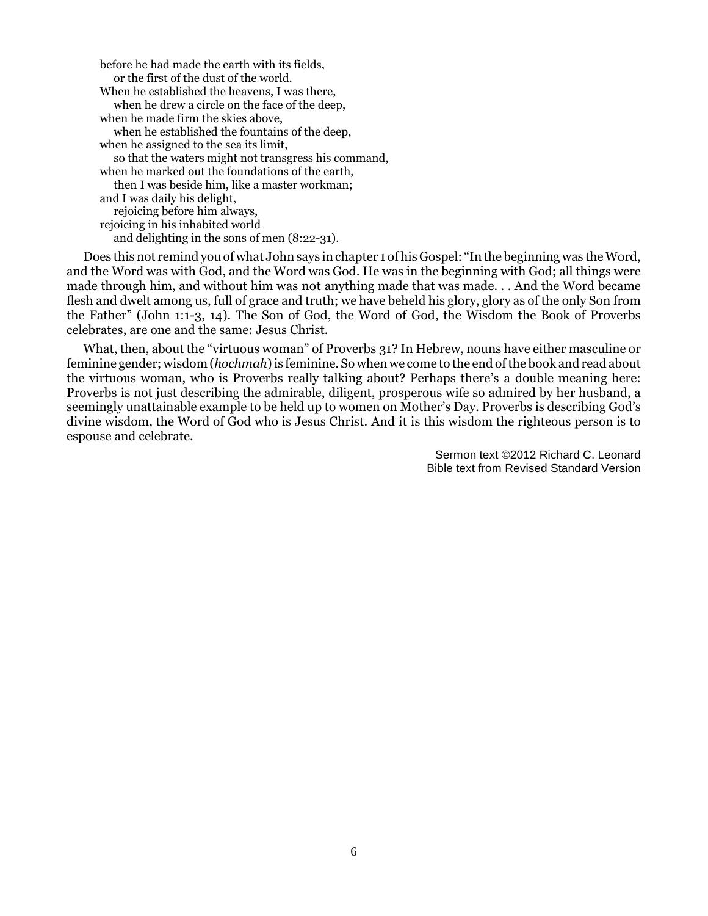> before he had made the earth with its fields,
>   or the first of the dust of the world.
> When he established the heavens, I was there,
>   when he drew a circle on the face of the deep,
> when he made firm the skies above,
>   when he established the fountains of the deep,
> when he assigned to the sea its limit,
>   so that the waters might not transgress his command,
> when he marked out the foundations of the earth,
>   then I was beside him, like a master workman;
> and I was daily his delight,
>   rejoicing before him always,
> rejoicing in his inhabited world
>   and delighting in the sons of men (8:22-31).

Does this not remind you of what John says in chapter 1 of his Gospel: "In the beginning was the Word, and the Word was with God, and the Word was God. He was in the beginning with God; all things were made through him, and without him was not anything made that was made. . . And the Word became flesh and dwelt among us, full of grace and truth; we have beheld his glory, glory as of the only Son from the Father" (John 1:1-3, 14). The Son of God, the Word of God, the Wisdom the Book of Proverbs celebrates, are one and the same: Jesus Christ.

What, then, about the "virtuous woman" of Proverbs 31? In Hebrew, nouns have either masculine or feminine gender; wisdom (*hochmah*) is feminine. So when we come to the end of the book and read about the virtuous woman, who is Proverbs really talking about? Perhaps there's a double meaning here: Proverbs is not just describing the admirable, diligent, prosperous wife so admired by her husband, a seemingly unattainable example to be held up to women on Mother's Day. Proverbs is describing God's divine wisdom, the Word of God who is Jesus Christ. And it is this wisdom the righteous person is to espouse and celebrate.

Sermon text ©2012 Richard C. Leonard
Bible text from Revised Standard Version